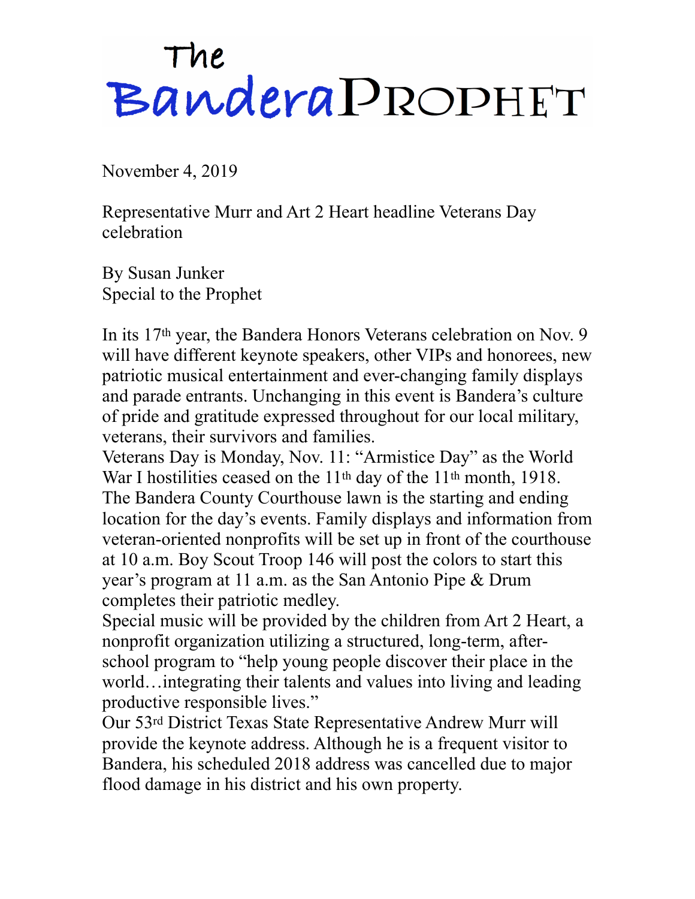# The Bandera Prophet

November 4, 2019

## Representative Murr and Art 2 Heart headline Veterans Day celebration

By Susan Junker
Special to the Prophet

In its 17th year, the Bandera Honors Veterans celebration on Nov. 9 will have different keynote speakers, other VIPs and honorees, new patriotic musical entertainment and ever-changing family displays and parade entrants. Unchanging in this event is Bandera's culture of pride and gratitude expressed throughout for our local military, veterans, their survivors and families.

Veterans Day is Monday, Nov. 11: "Armistice Day" as the World War I hostilities ceased on the 11th day of the 11th month, 1918. The Bandera County Courthouse lawn is the starting and ending location for the day's events. Family displays and information from veteran-oriented nonprofits will be set up in front of the courthouse at 10 a.m. Boy Scout Troop 146 will post the colors to start this year's program at 11 a.m. as the San Antonio Pipe & Drum completes their patriotic medley.

Special music will be provided by the children from Art 2 Heart, a nonprofit organization utilizing a structured, long-term, after-school program to "help young people discover their place in the world…integrating their talents and values into living and leading productive responsible lives."

Our 53rd District Texas State Representative Andrew Murr will provide the keynote address. Although he is a frequent visitor to Bandera, his scheduled 2018 address was cancelled due to major flood damage in his district and his own property.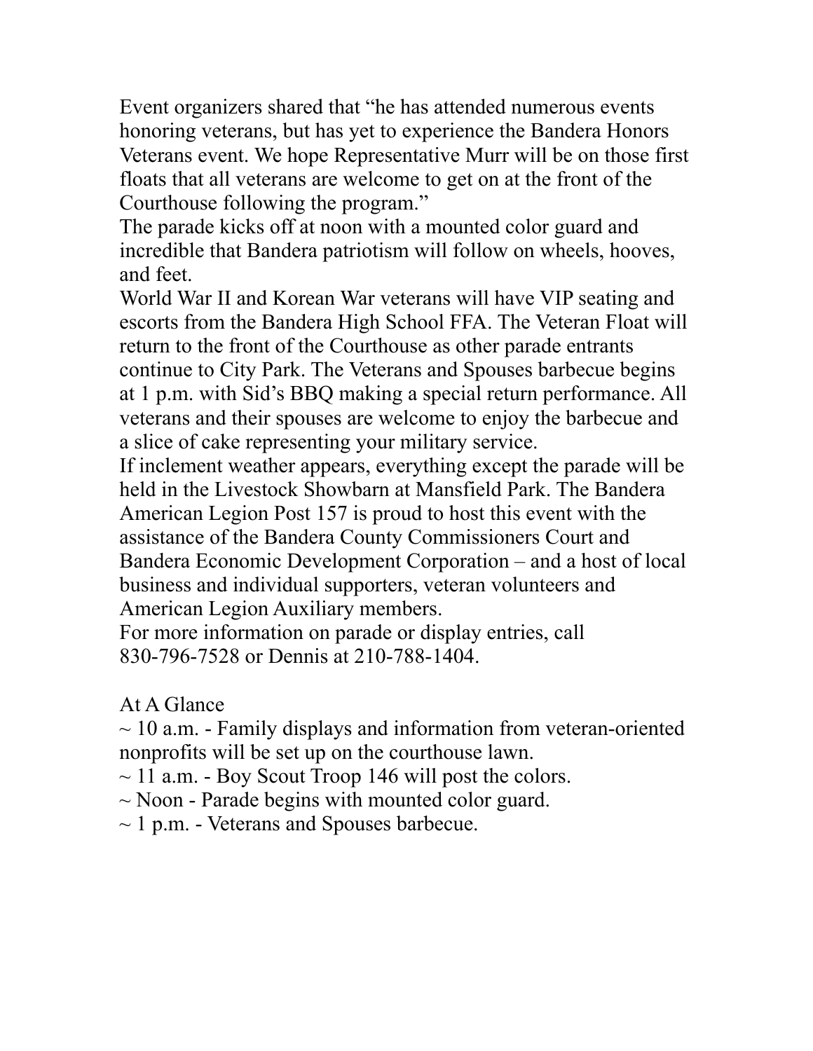Event organizers shared that "he has attended numerous events honoring veterans, but has yet to experience the Bandera Honors Veterans event. We hope Representative Murr will be on those first floats that all veterans are welcome to get on at the front of the Courthouse following the program."

The parade kicks off at noon with a mounted color guard and incredible that Bandera patriotism will follow on wheels, hooves, and feet.

World War II and Korean War veterans will have VIP seating and escorts from the Bandera High School FFA. The Veteran Float will return to the front of the Courthouse as other parade entrants continue to City Park. The Veterans and Spouses barbecue begins at 1 p.m. with Sid's BBQ making a special return performance. All veterans and their spouses are welcome to enjoy the barbecue and a slice of cake representing your military service.

If inclement weather appears, everything except the parade will be held in the Livestock Showbarn at Mansfield Park. The Bandera American Legion Post 157 is proud to host this event with the assistance of the Bandera County Commissioners Court and Bandera Economic Development Corporation – and a host of local business and individual supporters, veteran volunteers and American Legion Auxiliary members.

For more information on parade or display entries, call 830-796-7528 or Dennis at 210-788-1404.

At A Glance

~ 10 a.m. - Family displays and information from veteran-oriented nonprofits will be set up on the courthouse lawn.

~ 11 a.m. - Boy Scout Troop 146 will post the colors.

~ Noon - Parade begins with mounted color guard.

~ 1 p.m. - Veterans and Spouses barbecue.